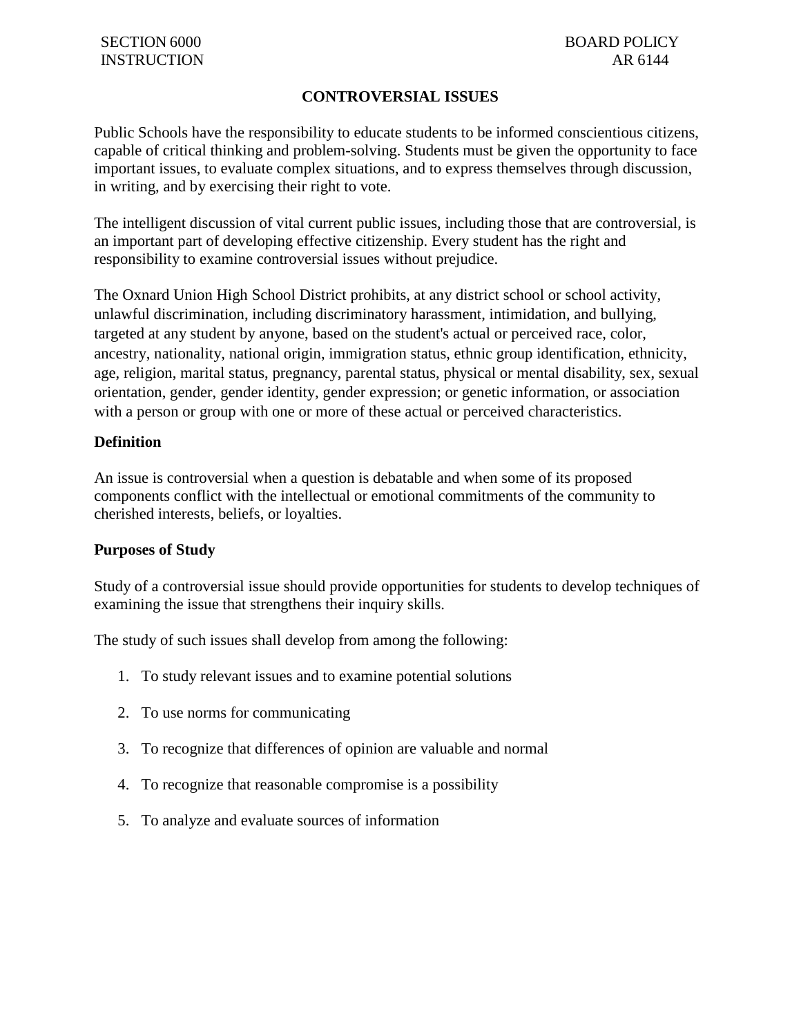SECTION 6000 BOARD POLICY
INSTRUCTION AR 6144

# CONTROVERSIAL ISSUES

Public Schools have the responsibility to educate students to be informed conscientious citizens, capable of critical thinking and problem-solving. Students must be given the opportunity to face important issues, to evaluate complex situations, and to express themselves through discussion, in writing, and by exercising their right to vote.

The intelligent discussion of vital current public issues, including those that are controversial, is an important part of developing effective citizenship. Every student has the right and responsibility to examine controversial issues without prejudice.

The Oxnard Union High School District prohibits, at any district school or school activity, unlawful discrimination, including discriminatory harassment, intimidation, and bullying, targeted at any student by anyone, based on the student's actual or perceived race, color, ancestry, nationality, national origin, immigration status, ethnic group identification, ethnicity, age, religion, marital status, pregnancy, parental status, physical or mental disability, sex, sexual orientation, gender, gender identity, gender expression; or genetic information, or association with a person or group with one or more of these actual or perceived characteristics.

**Definition**

An issue is controversial when a question is debatable and when some of its proposed components conflict with the intellectual or emotional commitments of the community to cherished interests, beliefs, or loyalties.

**Purposes of Study**

Study of a controversial issue should provide opportunities for students to develop techniques of examining the issue that strengthens their inquiry skills.

The study of such issues shall develop from among the following:

1. To study relevant issues and to examine potential solutions
2. To use norms for communicating
3. To recognize that differences of opinion are valuable and normal
4. To recognize that reasonable compromise is a possibility
5. To analyze and evaluate sources of information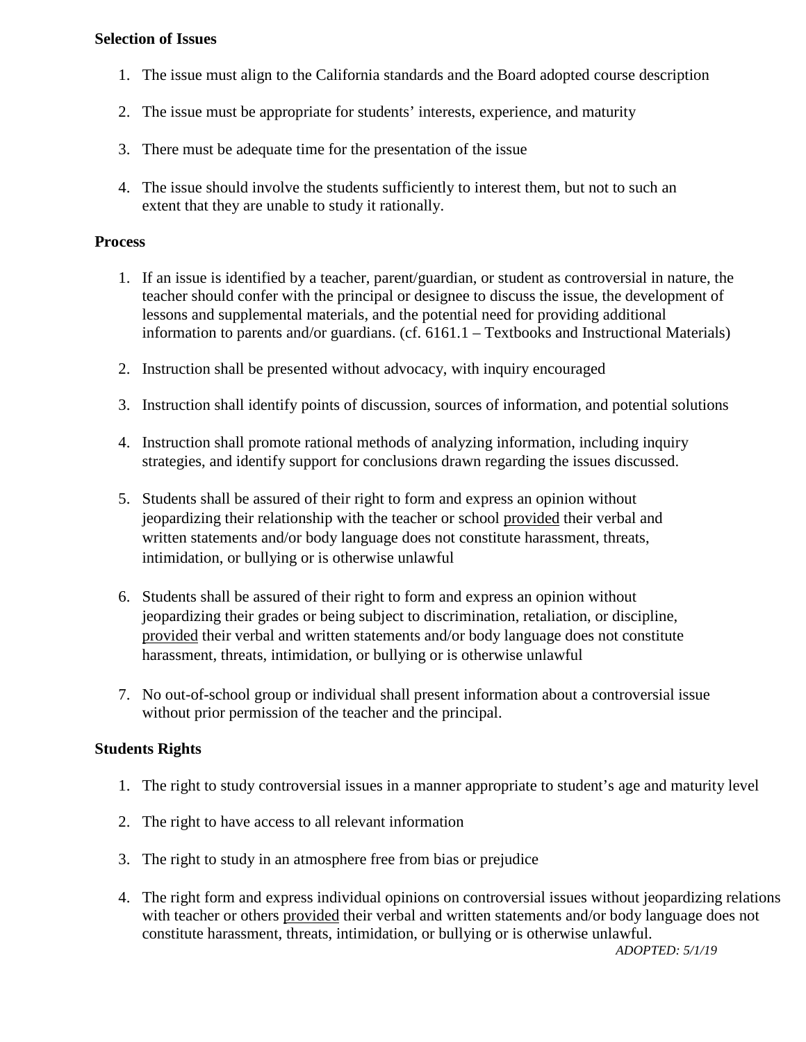**Selection of Issues**

1. The issue must align to the California standards and the Board adopted course description
2. The issue must be appropriate for students' interests, experience, and maturity
3. There must be adequate time for the presentation of the issue
4. The issue should involve the students sufficiently to interest them, but not to such an extent that they are unable to study it rationally.

**Process**

1. If an issue is identified by a teacher, parent/guardian, or student as controversial in nature, the teacher should confer with the principal or designee to discuss the issue, the development of lessons and supplemental materials, and the potential need for providing additional information to parents and/or guardians. (cf. 6161.1 – Textbooks and Instructional Materials)
2. Instruction shall be presented without advocacy, with inquiry encouraged
3. Instruction shall identify points of discussion, sources of information, and potential solutions
4. Instruction shall promote rational methods of analyzing information, including inquiry strategies, and identify support for conclusions drawn regarding the issues discussed.
5. Students shall be assured of their right to form and express an opinion without jeopardizing their relationship with the teacher or school <u>provided</u> their verbal and written statements and/or body language does not constitute harassment, threats, intimidation, or bullying or is otherwise unlawful
6. Students shall be assured of their right to form and express an opinion without jeopardizing their grades or being subject to discrimination, retaliation, or discipline, <u>provided</u> their verbal and written statements and/or body language does not constitute harassment, threats, intimidation, or bullying or is otherwise unlawful
7. No out-of-school group or individual shall present information about a controversial issue without prior permission of the teacher and the principal.

**Students Rights**

1. The right to study controversial issues in a manner appropriate to student's age and maturity level
2. The right to have access to all relevant information
3. The right to study in an atmosphere free from bias or prejudice
4. The right form and express individual opinions on controversial issues without jeopardizing relations with teacher or others <u>provided</u> their verbal and written statements and/or body language does not constitute harassment, threats, intimidation, or bullying or is otherwise unlawful.

*ADOPTED: 5/1/19*